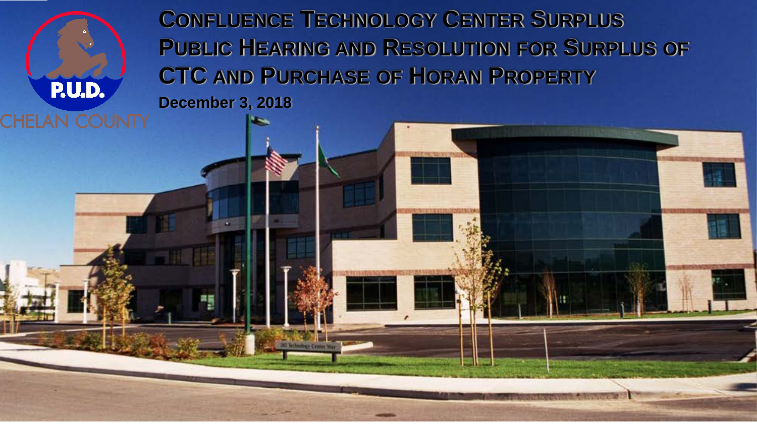CHELAN COUNTY P.U.D.

# Confluence Technology Center Surplus Public Hearing and Resolution for Surplus of CTC and Purchase of Horan Property

**December 3, 2018**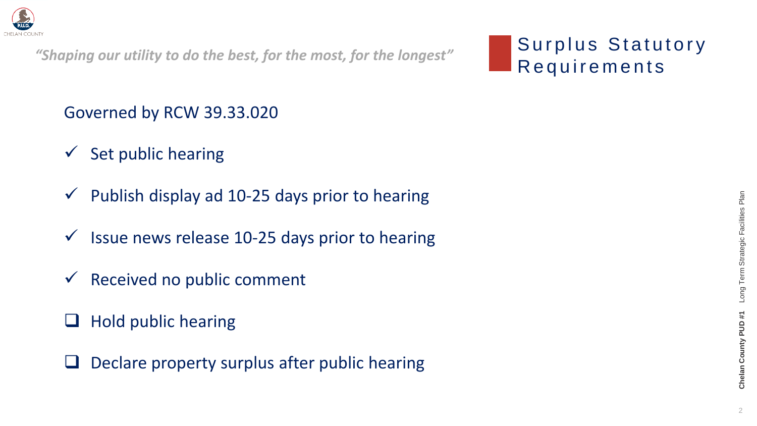*"Shaping our utility to do the best, for the most, for the longest"*

# Surplus Statutory Requirements

Governed by RCW 39.33.020

- ✓ Set public hearing
- ✓ Publish display ad 10-25 days prior to hearing
- ✓ Issue news release 10-25 days prior to hearing
- ✓ Received no public comment
- ❑ Hold public hearing
- ❑ Declare property surplus after public hearing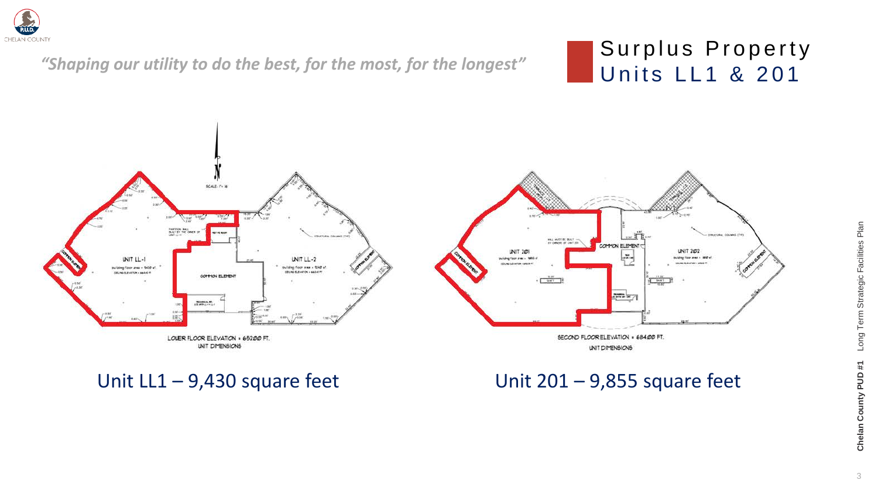*"Shaping our utility to do the best, for the most, for the longest"*

# Surplus Property
## Units LL1 & 201

LOWER FLOOR ELEVATION = 652.00 FT.
UNIT DIMENSIONS

SECOND FLOOR ELEVATION = 684.00 FT.
UNIT DIMENSIONS

Unit LL1 – 9,430 square feet

Unit 201 – 9,855 square feet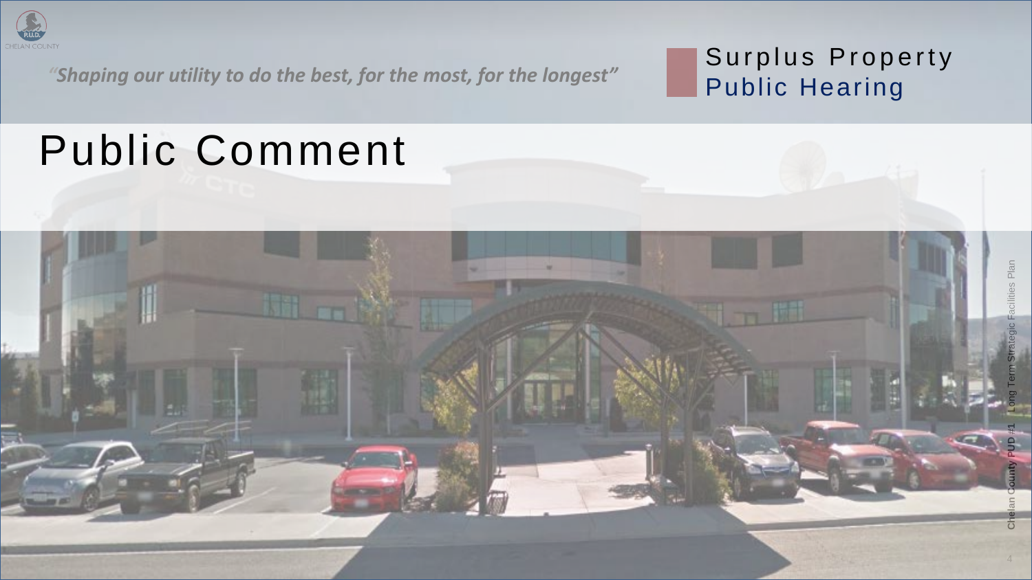*"Shaping our utility to do the best, for the most, for the longest"*

Surplus Property
Public Hearing

# Public Comment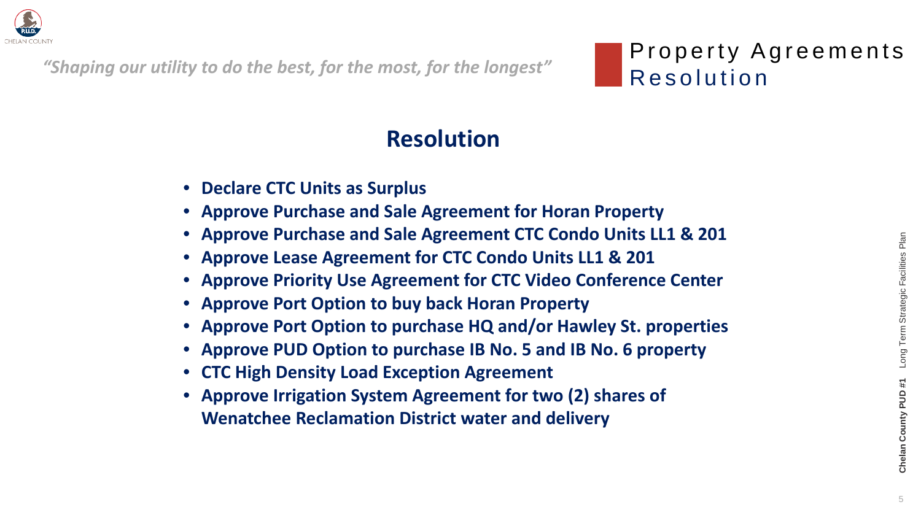*"Shaping our utility to do the best, for the most, for the longest"*

# Property Agreements Resolution

## Resolution

- **Declare CTC Units as Surplus**
- **Approve Purchase and Sale Agreement for Horan Property**
- **Approve Purchase and Sale Agreement CTC Condo Units LL1 & 201**
- **Approve Lease Agreement for CTC Condo Units LL1 & 201**
- **Approve Priority Use Agreement for CTC Video Conference Center**
- **Approve Port Option to buy back Horan Property**
- **Approve Port Option to purchase HQ and/or Hawley St. properties**
- **Approve PUD Option to purchase IB No. 5 and IB No. 6 property**
- **CTC High Density Load Exception Agreement**
- **Approve Irrigation System Agreement for two (2) shares of Wenatchee Reclamation District water and delivery**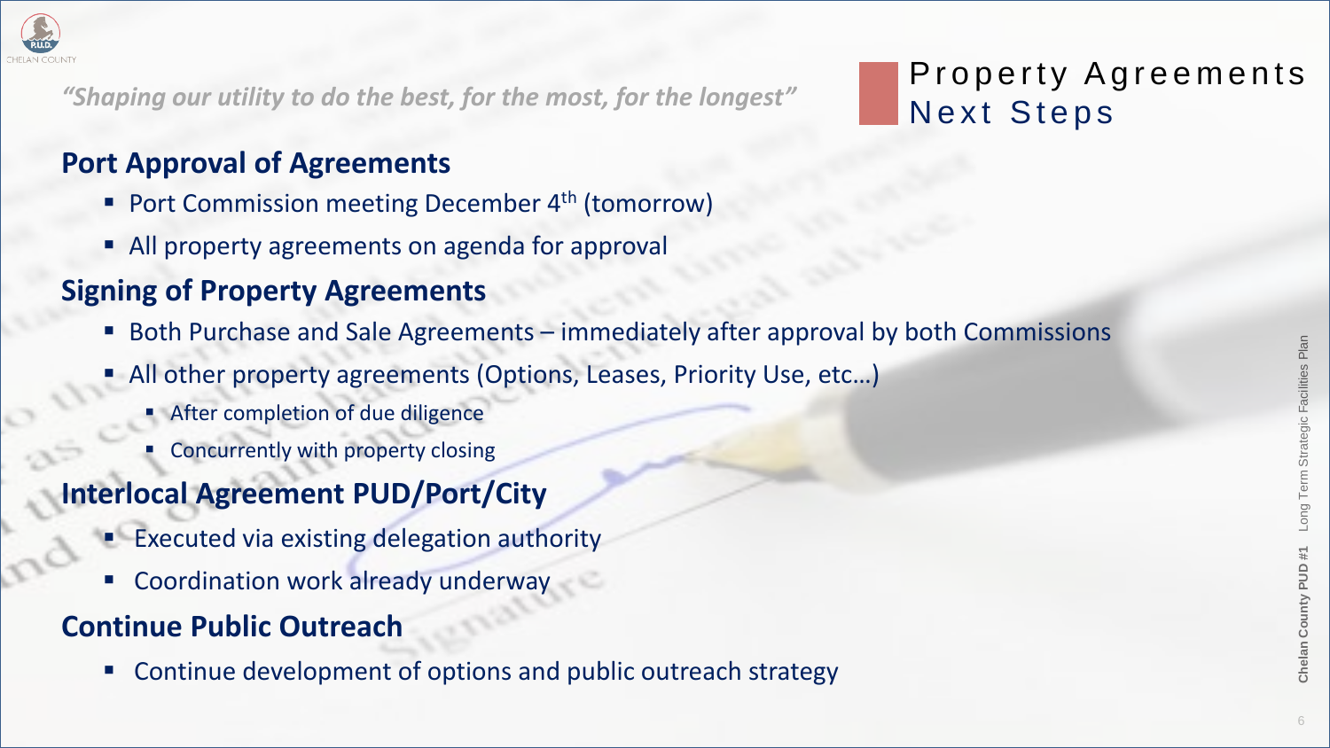*"Shaping our utility to do the best, for the most, for the longest"*

# Property Agreements Next Steps

## Port Approval of Agreements

- Port Commission meeting December 4th (tomorrow)
- All property agreements on agenda for approval

## Signing of Property Agreements

- Both Purchase and Sale Agreements – immediately after approval by both Commissions
- All other property agreements (Options, Leases, Priority Use, etc…)
  - After completion of due diligence
  - Concurrently with property closing

## Interlocal Agreement PUD/Port/City

- Executed via existing delegation authority
- Coordination work already underway

## Continue Public Outreach

- Continue development of options and public outreach strategy